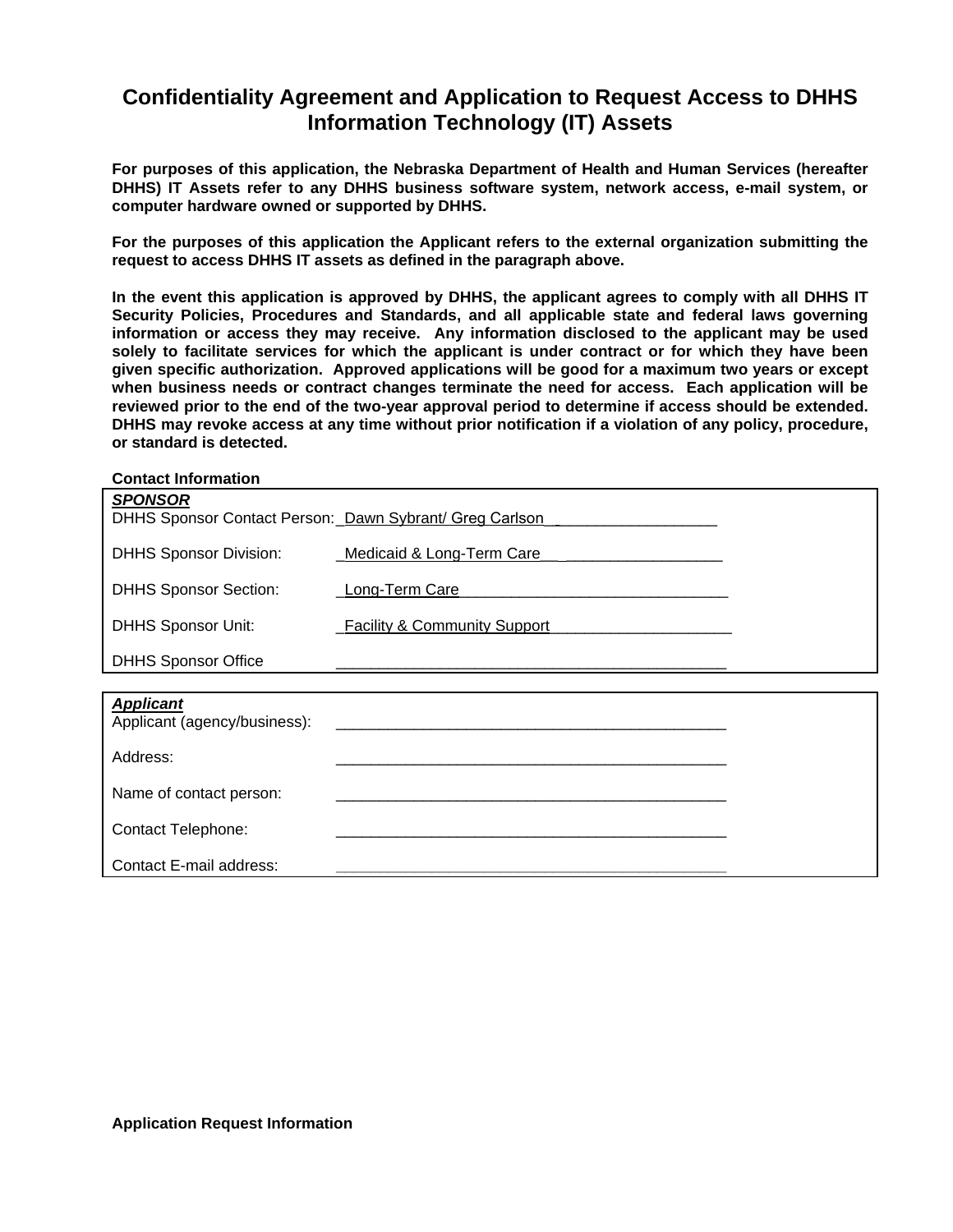# Confidentiality Agreement and Application to Request Access to DHHS Information Technology (IT) Assets

**For purposes of this application, the Nebraska Department of Health and Human Services (hereafter DHHS) IT Assets refer to any DHHS business software system, network access, e-mail system, or computer hardware owned or supported by DHHS.**

**For the purposes of this application the Applicant refers to the external organization submitting the request to access DHHS IT assets as defined in the paragraph above.**

**In the event this application is approved by DHHS, the applicant agrees to comply with all DHHS IT Security Policies, Procedures and Standards, and all applicable state and federal laws governing information or access they may receive. Any information disclosed to the applicant may be used solely to facilitate services for which the applicant is under contract or for which they have been given specific authorization. Approved applications will be good for a maximum two years or except when business needs or contract changes terminate the need for access. Each application will be reviewed prior to the end of the two-year approval period to determine if access should be extended. DHHS may revoke access at any time without prior notification if a violation of any policy, procedure, or standard is detected.**

**Contact Information**

| ***SPONSOR*** | |
|---|---|
| DHHS Sponsor Contact Person: | Dawn Sybrant/ Greg Carlson |
| DHHS Sponsor Division: | Medicaid & Long-Term Care |
| DHHS Sponsor Section: | Long-Term Care |
| DHHS Sponsor Unit: | Facility & Community Support |
| DHHS Sponsor Office | ______________________________________________ |

| ***Applicant*** | |
|---|---|
| Applicant (agency/business): | ______________________________________________ |
| Address: | ______________________________________________ |
| Name of contact person: | ______________________________________________ |
| Contact Telephone: | ______________________________________________ |
| Contact E-mail address: | ______________________________________________ |

**Application Request Information**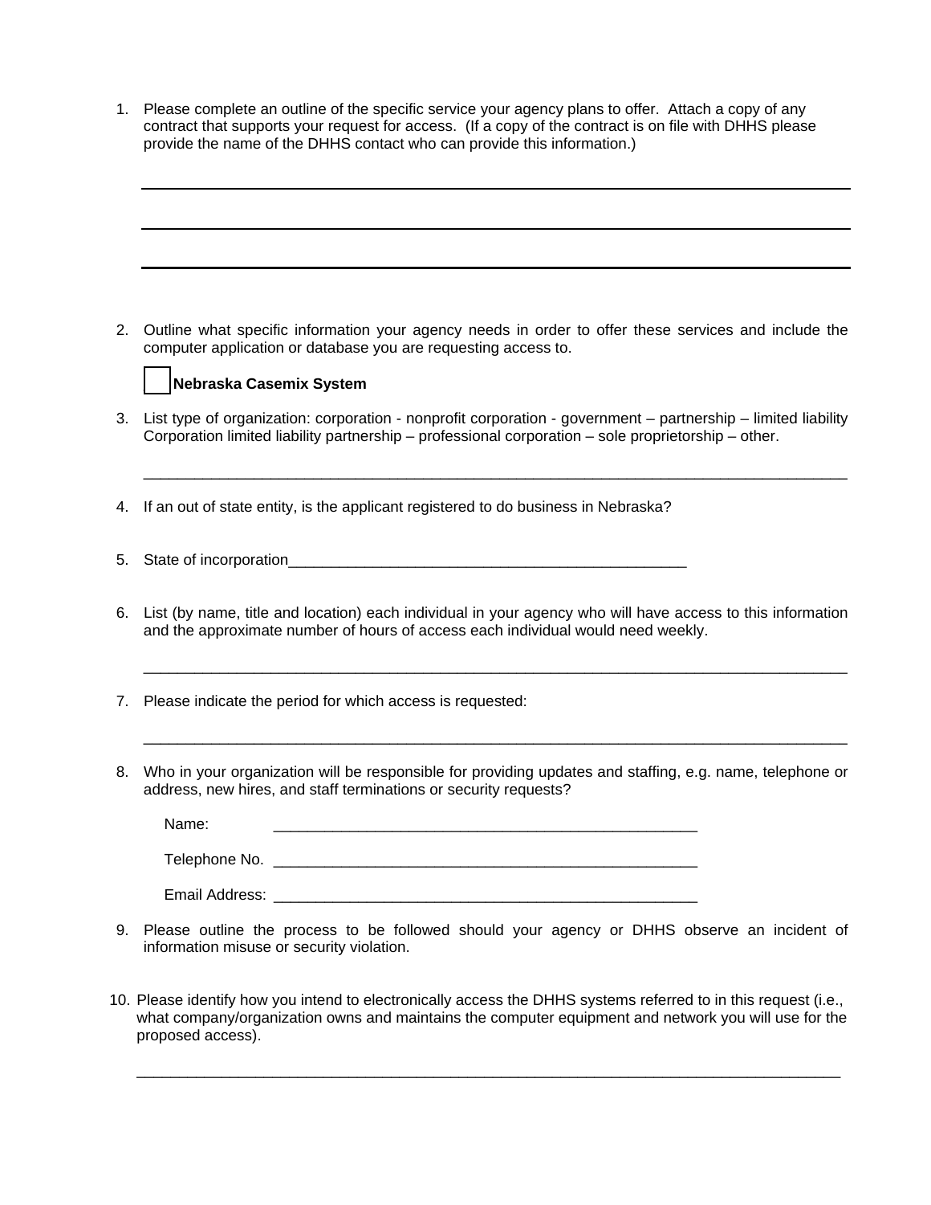1. Please complete an outline of the specific service your agency plans to offer. Attach a copy of any contract that supports your request for access. (If a copy of the contract is on file with DHHS please provide the name of the DHHS contact who can provide this information.)

   ______________________________________________________________________________

   ______________________________________________________________________________

   ______________________________________________________________________________

2. Outline what specific information your agency needs in order to offer these services and include the computer application or database you are requesting access to.

   ☐ **Nebraska Casemix System**

3. List type of organization: corporation - nonprofit corporation - government – partnership – limited liability Corporation limited liability partnership – professional corporation – sole proprietorship – other.

   ______________________________________________________________________________

4. If an out of state entity, is the applicant registered to do business in Nebraska?

5. State of incorporation_________________________________________________

6. List (by name, title and location) each individual in your agency who will have access to this information and the approximate number of hours of access each individual would need weekly.

   ______________________________________________________________________________

7. Please indicate the period for which access is requested:

   ______________________________________________________________________________

8. Who in your organization will be responsible for providing updates and staffing, e.g. name, telephone or address, new hires, and staff terminations or security requests?

   Name: _____________________________________________________

   Telephone No. _____________________________________________________

   Email Address: _____________________________________________________

9. Please outline the process to be followed should your agency or DHHS observe an incident of information misuse or security violation.

10. Please identify how you intend to electronically access the DHHS systems referred to in this request (i.e., what company/organization owns and maintains the computer equipment and network you will use for the proposed access).

    ______________________________________________________________________________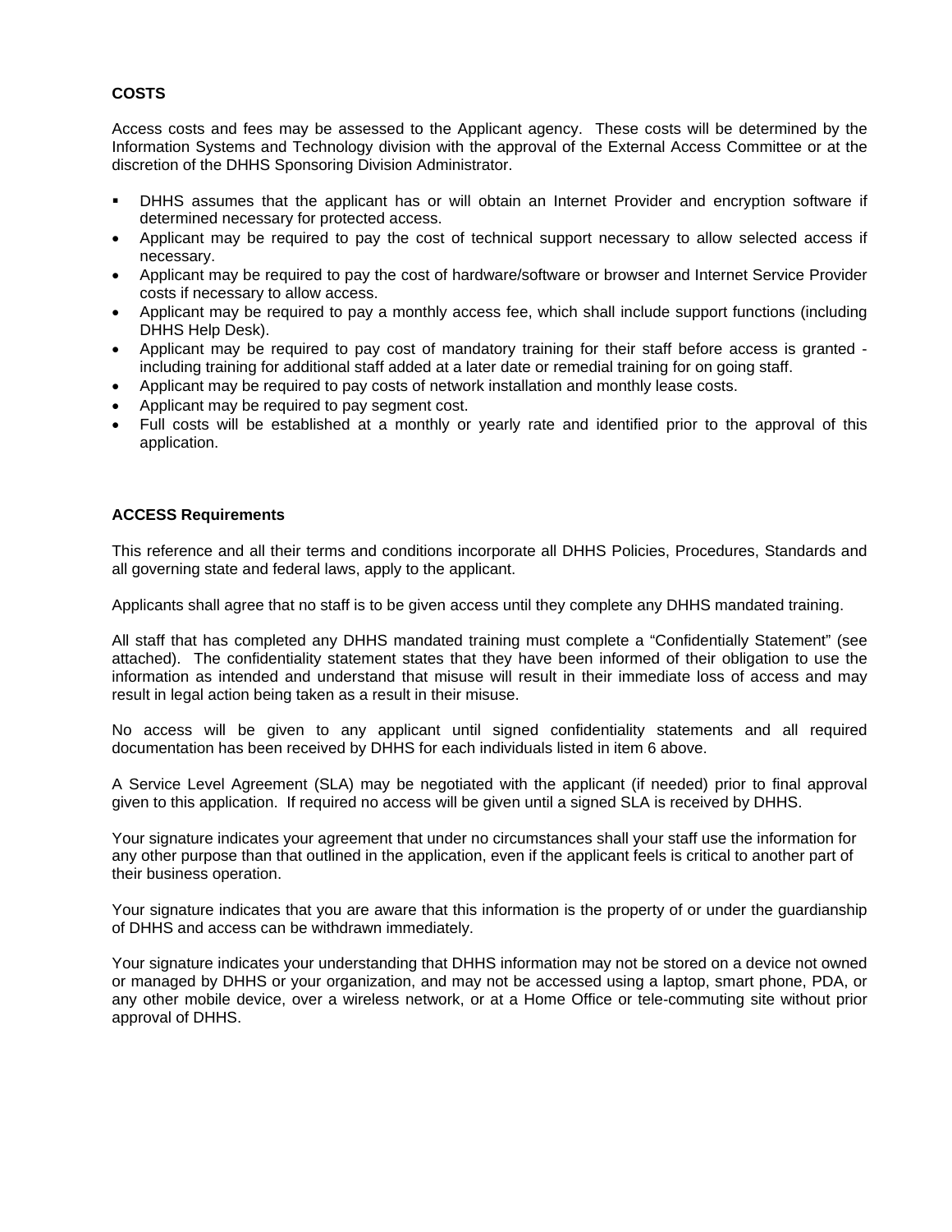**COSTS**

Access costs and fees may be assessed to the Applicant agency. These costs will be determined by the Information Systems and Technology division with the approval of the External Access Committee or at the discretion of the DHHS Sponsoring Division Administrator.

- DHHS assumes that the applicant has or will obtain an Internet Provider and encryption software if determined necessary for protected access.
- Applicant may be required to pay the cost of technical support necessary to allow selected access if necessary.
- Applicant may be required to pay the cost of hardware/software or browser and Internet Service Provider costs if necessary to allow access.
- Applicant may be required to pay a monthly access fee, which shall include support functions (including DHHS Help Desk).
- Applicant may be required to pay cost of mandatory training for their staff before access is granted - including training for additional staff added at a later date or remedial training for on going staff.
- Applicant may be required to pay costs of network installation and monthly lease costs.
- Applicant may be required to pay segment cost.
- Full costs will be established at a monthly or yearly rate and identified prior to the approval of this application.

**ACCESS Requirements**

This reference and all their terms and conditions incorporate all DHHS Policies, Procedures, Standards and all governing state and federal laws, apply to the applicant.

Applicants shall agree that no staff is to be given access until they complete any DHHS mandated training.

All staff that has completed any DHHS mandated training must complete a "Confidentially Statement" (see attached). The confidentiality statement states that they have been informed of their obligation to use the information as intended and understand that misuse will result in their immediate loss of access and may result in legal action being taken as a result in their misuse.

No access will be given to any applicant until signed confidentiality statements and all required documentation has been received by DHHS for each individuals listed in item 6 above.

A Service Level Agreement (SLA) may be negotiated with the applicant (if needed) prior to final approval given to this application. If required no access will be given until a signed SLA is received by DHHS.

Your signature indicates your agreement that under no circumstances shall your staff use the information for any other purpose than that outlined in the application, even if the applicant feels is critical to another part of their business operation.

Your signature indicates that you are aware that this information is the property of or under the guardianship of DHHS and access can be withdrawn immediately.

Your signature indicates your understanding that DHHS information may not be stored on a device not owned or managed by DHHS or your organization, and may not be accessed using a laptop, smart phone, PDA, or any other mobile device, over a wireless network, or at a Home Office or tele-commuting site without prior approval of DHHS.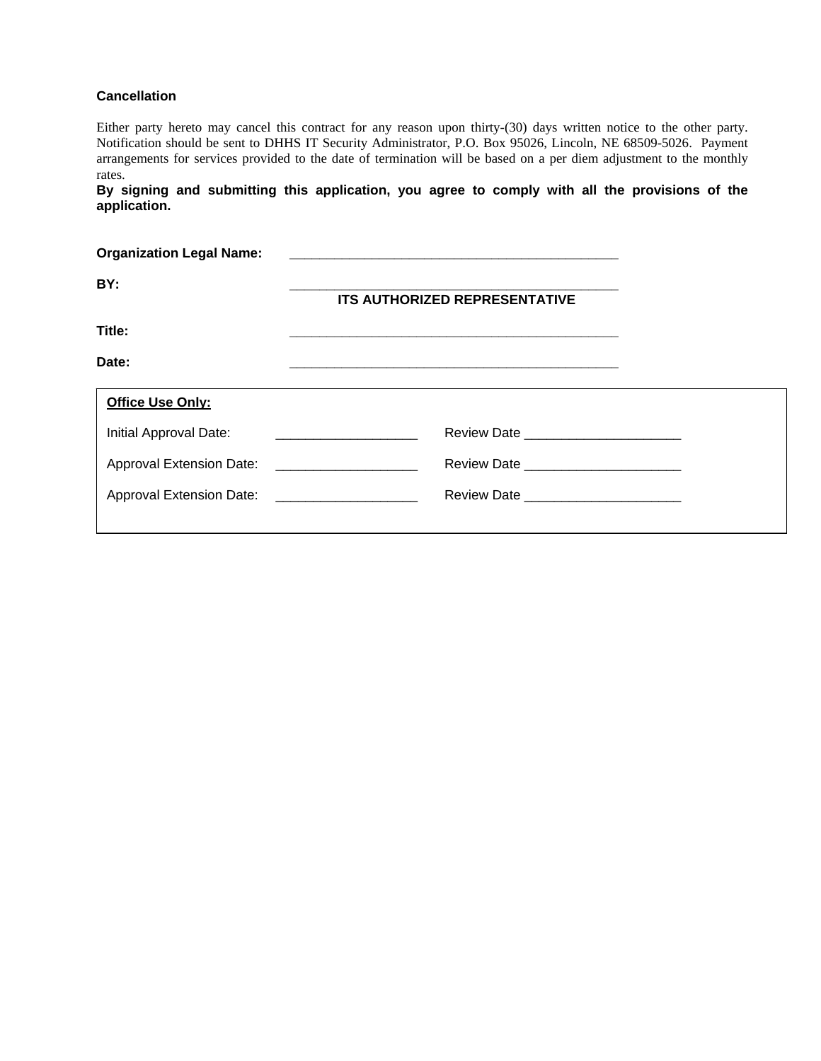**Cancellation**

Either party hereto may cancel this contract for any reason upon thirty-(30) days written notice to the other party. Notification should be sent to DHHS IT Security Administrator, P.O. Box 95026, Lincoln, NE 68509-5026. Payment arrangements for services provided to the date of termination will be based on a per diem adjustment to the monthly rates.

**By signing and submitting this application, you agree to comply with all the provisions of the application.**

**Organization Legal Name:** _______________________________________________

**BY:** _______________________________________________
**ITS AUTHORIZED REPRESENTATIVE**

**Title:** _______________________________________________

**Date:** _______________________________________________

**Office Use Only:**

Initial Approval Date: ___________________ Review Date _____________________

Approval Extension Date: ___________________ Review Date _____________________

Approval Extension Date: ___________________ Review Date _____________________